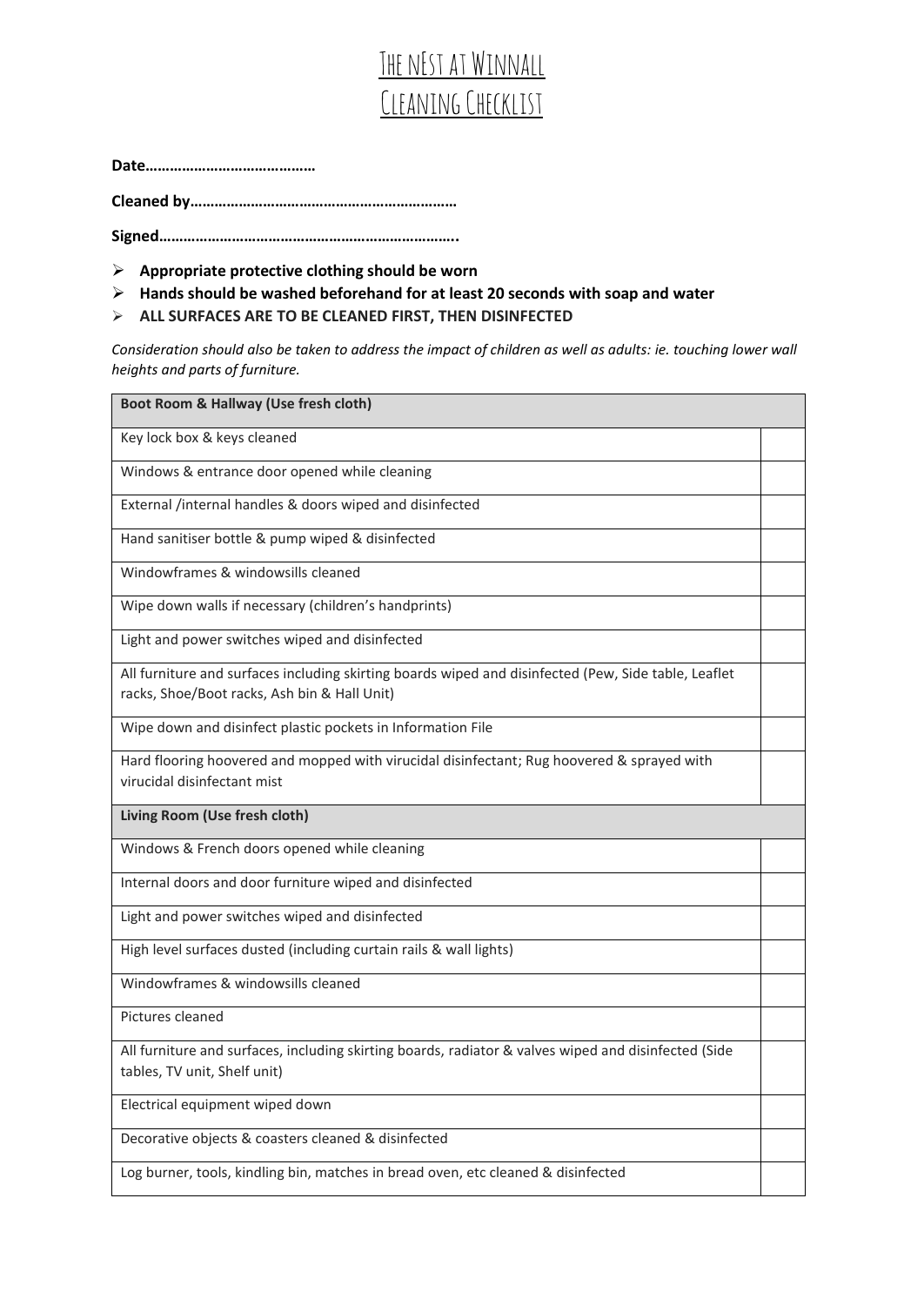# The nEst at Winnall
# Cleaning Checklist

**Date……………………………………**

**Cleaned by………………………………………………………**

**Signed……………………………………………………………..**

- **Appropriate protective clothing should be worn**
- **Hands should be washed beforehand for at least 20 seconds with soap and water**
- **ALL SURFACES ARE TO BE CLEANED FIRST, THEN DISINFECTED**

*Consideration should also be taken to address the impact of children as well as adults: ie. touching lower wall heights and parts of furniture.*

| **Boot Room & Hallway (Use fresh cloth)** | |
|---|---|
| Key lock box & keys cleaned | |
| Windows & entrance door opened while cleaning | |
| External /internal handles & doors wiped and disinfected | |
| Hand sanitiser bottle & pump wiped & disinfected | |
| Windowframes & windowsills cleaned | |
| Wipe down walls if necessary (children's handprints) | |
| Light and power switches wiped and disinfected | |
| All furniture and surfaces including skirting boards wiped and disinfected (Pew, Side table, Leaflet racks, Shoe/Boot racks, Ash bin & Hall Unit) | |
| Wipe down and disinfect plastic pockets in Information File | |
| Hard flooring hoovered and mopped with virucidal disinfectant; Rug hoovered & sprayed with virucidal disinfectant mist | |
| **Living Room (Use fresh cloth)** | |
| Windows & French doors opened while cleaning | |
| Internal doors and door furniture wiped and disinfected | |
| Light and power switches wiped and disinfected | |
| High level surfaces dusted (including curtain rails & wall lights) | |
| Windowframes & windowsills cleaned | |
| Pictures cleaned | |
| All furniture and surfaces, including skirting boards, radiator & valves wiped and disinfected (Side tables, TV unit, Shelf unit) | |
| Electrical equipment wiped down | |
| Decorative objects & coasters cleaned & disinfected | |
| Log burner, tools, kindling bin, matches in bread oven, etc cleaned & disinfected | |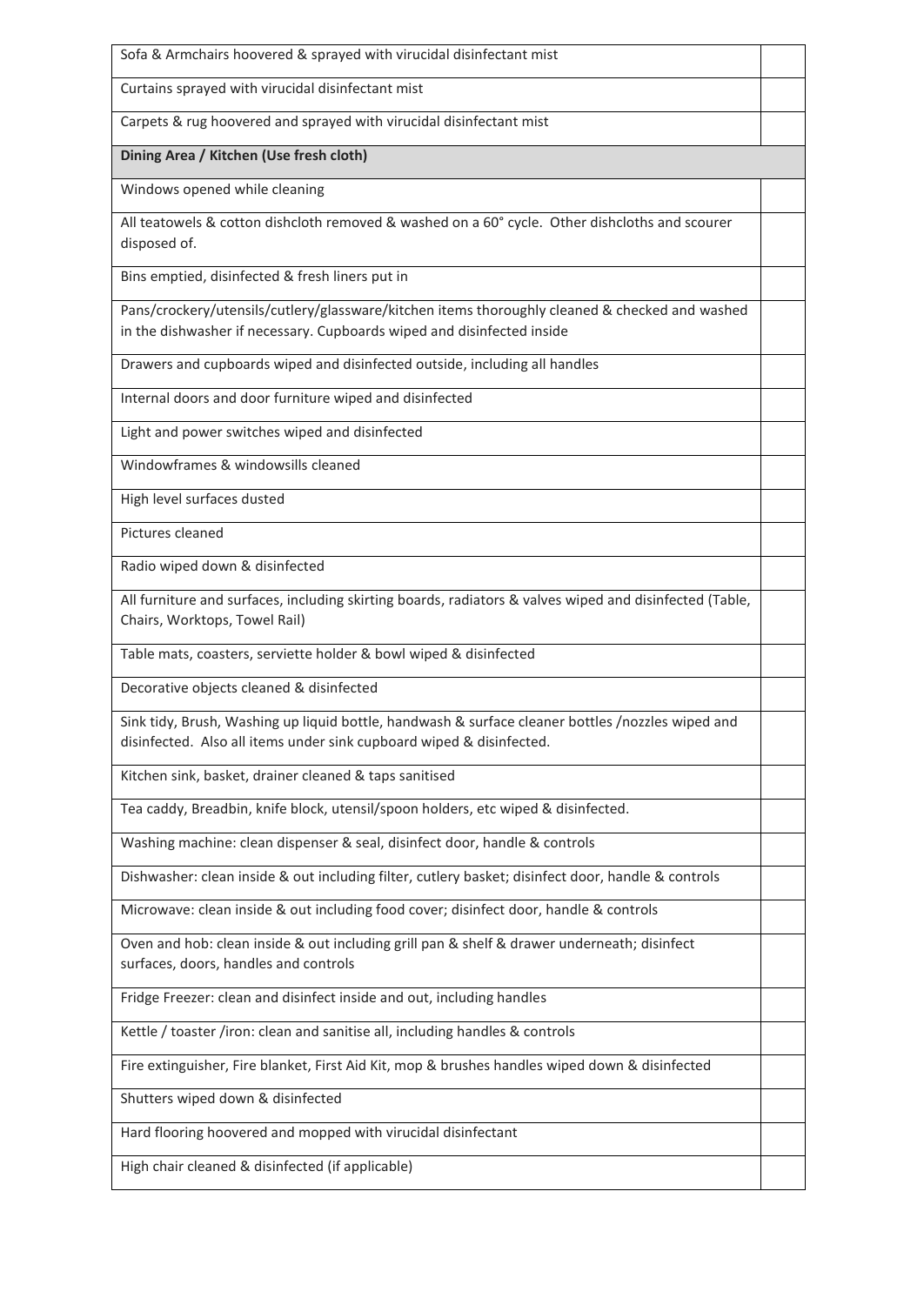| | |
|---|---|
| Sofa & Armchairs hoovered & sprayed with virucidal disinfectant mist | |
| Curtains sprayed with virucidal disinfectant mist | |
| Carpets & rug hoovered and sprayed with virucidal disinfectant mist | |
| **Dining Area / Kitchen (Use fresh cloth)** | |
| Windows opened while cleaning | |
| All teatowels & cotton dishcloth removed & washed on a 60° cycle. Other dishcloths and scourer disposed of. | |
| Bins emptied, disinfected & fresh liners put in | |
| Pans/crockery/utensils/cutlery/glassware/kitchen items thoroughly cleaned & checked and washed in the dishwasher if necessary. Cupboards wiped and disinfected inside | |
| Drawers and cupboards wiped and disinfected outside, including all handles | |
| Internal doors and door furniture wiped and disinfected | |
| Light and power switches wiped and disinfected | |
| Windowframes & windowsills cleaned | |
| High level surfaces dusted | |
| Pictures cleaned | |
| Radio wiped down & disinfected | |
| All furniture and surfaces, including skirting boards, radiators & valves wiped and disinfected (Table, Chairs, Worktops, Towel Rail) | |
| Table mats, coasters, serviette holder & bowl wiped & disinfected | |
| Decorative objects cleaned & disinfected | |
| Sink tidy, Brush, Washing up liquid bottle, handwash & surface cleaner bottles /nozzles wiped and disinfected. Also all items under sink cupboard wiped & disinfected. | |
| Kitchen sink, basket, drainer cleaned & taps sanitised | |
| Tea caddy, Breadbin, knife block, utensil/spoon holders, etc wiped & disinfected. | |
| Washing machine: clean dispenser & seal, disinfect door, handle & controls | |
| Dishwasher: clean inside & out including filter, cutlery basket; disinfect door, handle & controls | |
| Microwave: clean inside & out including food cover; disinfect door, handle & controls | |
| Oven and hob: clean inside & out including grill pan & shelf & drawer underneath; disinfect surfaces, doors, handles and controls | |
| Fridge Freezer: clean and disinfect inside and out, including handles | |
| Kettle / toaster /iron: clean and sanitise all, including handles & controls | |
| Fire extinguisher, Fire blanket, First Aid Kit, mop & brushes handles wiped down & disinfected | |
| Shutters wiped down & disinfected | |
| Hard flooring hoovered and mopped with virucidal disinfectant | |
| High chair cleaned & disinfected (if applicable) | |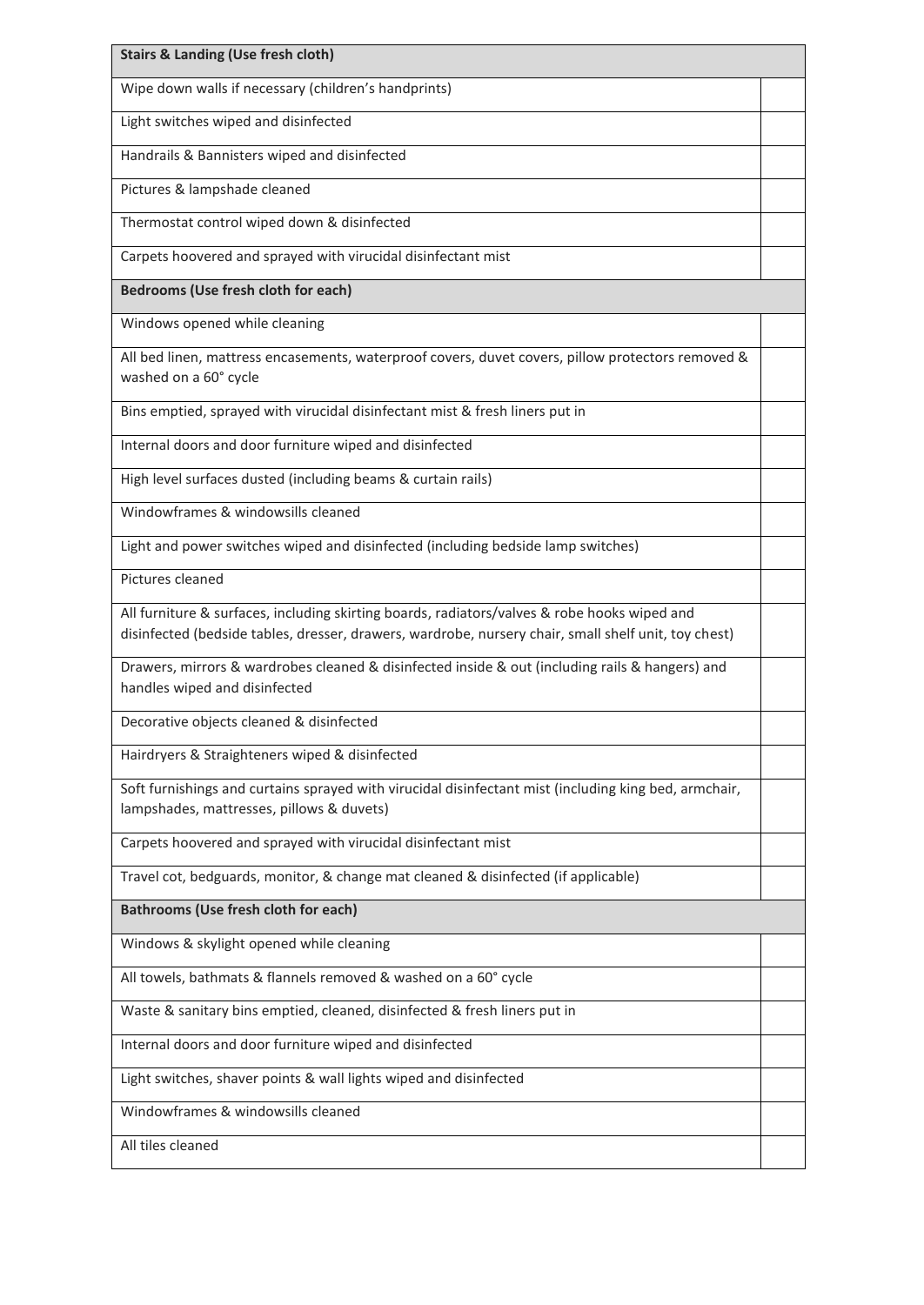| Stairs & Landing (Use fresh cloth) | |
|---|---|
| Wipe down walls if necessary (children's handprints) | |
| Light switches wiped and disinfected | |
| Handrails & Bannisters wiped and disinfected | |
| Pictures & lampshade cleaned | |
| Thermostat control wiped down & disinfected | |
| Carpets hoovered and sprayed with virucidal disinfectant mist | |
| **Bedrooms (Use fresh cloth for each)** | |
| Windows opened while cleaning | |
| All bed linen, mattress encasements, waterproof covers, duvet covers, pillow protectors removed & washed on a 60° cycle | |
| Bins emptied, sprayed with virucidal disinfectant mist & fresh liners put in | |
| Internal doors and door furniture wiped and disinfected | |
| High level surfaces dusted (including beams & curtain rails) | |
| Windowframes & windowsills cleaned | |
| Light and power switches wiped and disinfected (including bedside lamp switches) | |
| Pictures cleaned | |
| All furniture & surfaces, including skirting boards, radiators/valves & robe hooks wiped and disinfected (bedside tables, dresser, drawers, wardrobe, nursery chair, small shelf unit, toy chest) | |
| Drawers, mirrors & wardrobes cleaned & disinfected inside & out (including rails & hangers) and handles wiped and disinfected | |
| Decorative objects cleaned & disinfected | |
| Hairdryers & Straighteners wiped & disinfected | |
| Soft furnishings and curtains sprayed with virucidal disinfectant mist (including king bed, armchair, lampshades, mattresses, pillows & duvets) | |
| Carpets hoovered and sprayed with virucidal disinfectant mist | |
| Travel cot, bedguards, monitor, & change mat cleaned & disinfected (if applicable) | |
| **Bathrooms (Use fresh cloth for each)** | |
| Windows & skylight opened while cleaning | |
| All towels, bathmats & flannels removed & washed on a 60° cycle | |
| Waste & sanitary bins emptied, cleaned, disinfected & fresh liners put in | |
| Internal doors and door furniture wiped and disinfected | |
| Light switches, shaver points & wall lights wiped and disinfected | |
| Windowframes & windowsills cleaned | |
| All tiles cleaned | |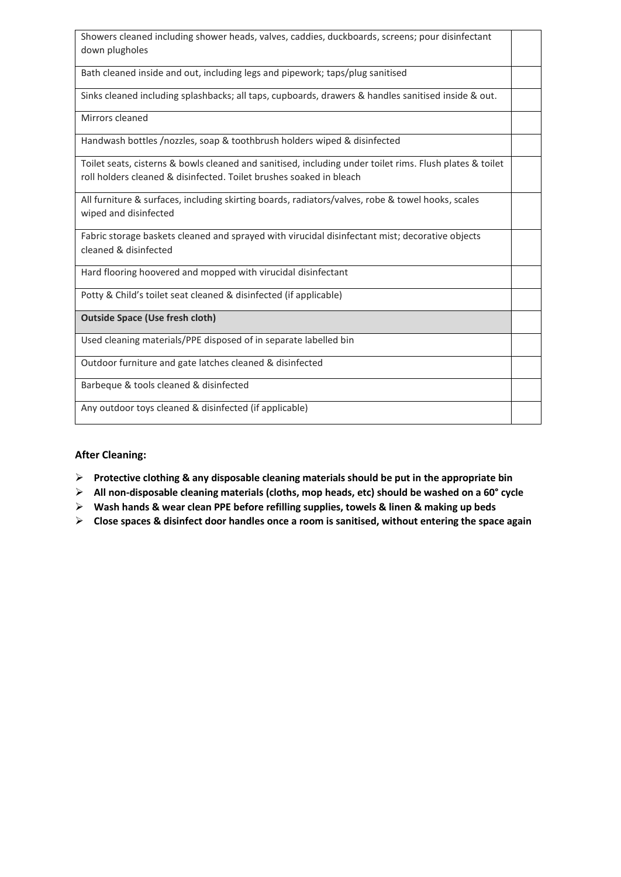| | |
|---|---|
| Showers cleaned including shower heads, valves, caddies, duckboards, screens; pour disinfectant down plugholes | |
| Bath cleaned inside and out, including legs and pipework; taps/plug sanitised | |
| Sinks cleaned including splashbacks; all taps, cupboards, drawers & handles sanitised inside & out. | |
| Mirrors cleaned | |
| Handwash bottles /nozzles, soap & toothbrush holders wiped & disinfected | |
| Toilet seats, cisterns & bowls cleaned and sanitised, including under toilet rims. Flush plates & toilet roll holders cleaned & disinfected. Toilet brushes soaked in bleach | |
| All furniture & surfaces, including skirting boards, radiators/valves, robe & towel hooks, scales wiped and disinfected | |
| Fabric storage baskets cleaned and sprayed with virucidal disinfectant mist; decorative objects cleaned & disinfected | |
| Hard flooring hoovered and mopped with virucidal disinfectant | |
| Potty & Child's toilet seat cleaned & disinfected (if applicable) | |
| **Outside Space (Use fresh cloth)** | |
| Used cleaning materials/PPE disposed of in separate labelled bin | |
| Outdoor furniture and gate latches cleaned & disinfected | |
| Barbeque & tools cleaned & disinfected | |
| Any outdoor toys cleaned & disinfected (if applicable) | |

**After Cleaning:**

- **Protective clothing & any disposable cleaning materials should be put in the appropriate bin**
- **All non-disposable cleaning materials (cloths, mop heads, etc) should be washed on a 60° cycle**
- **Wash hands & wear clean PPE before refilling supplies, towels & linen & making up beds**
- **Close spaces & disinfect door handles once a room is sanitised, without entering the space again**